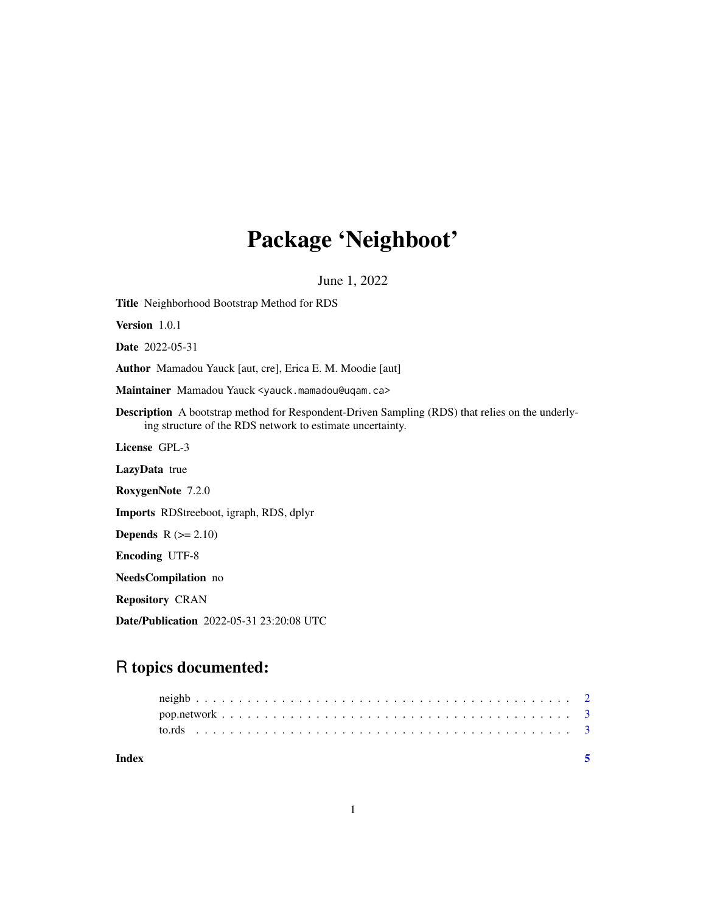# Package 'Neighboot'

June 1, 2022

**Title** Neighborhood Bootstrap Method for RDS

**Version** 1.0.1

**Date** 2022-05-31

**Author** Mamadou Yauck [aut, cre], Erica E. M. Moodie [aut]

**Maintainer** Mamadou Yauck <yauck.mamadou@uqam.ca>

**Description** A bootstrap method for Respondent-Driven Sampling (RDS) that relies on the underlying structure of the RDS network to estimate uncertainty.

**License** GPL-3

**LazyData** true

**RoxygenNote** 7.2.0

**Imports** RDStreeboot, igraph, RDS, dplyr

**Depends** R (>= 2.10)

**Encoding** UTF-8

**NeedsCompilation** no

**Repository** CRAN

**Date/Publication** 2022-05-31 23:20:08 UTC

## R topics documented:

- neighb . . . . . . . . . . . . . . . . . . . . . . . . . . . . . . . . . . . . . . . . . . 2
- pop.network . . . . . . . . . . . . . . . . . . . . . . . . . . . . . . . . . . . . . . . 3
- to.rds . . . . . . . . . . . . . . . . . . . . . . . . . . . . . . . . . . . . . . . . . . 3

**Index** 5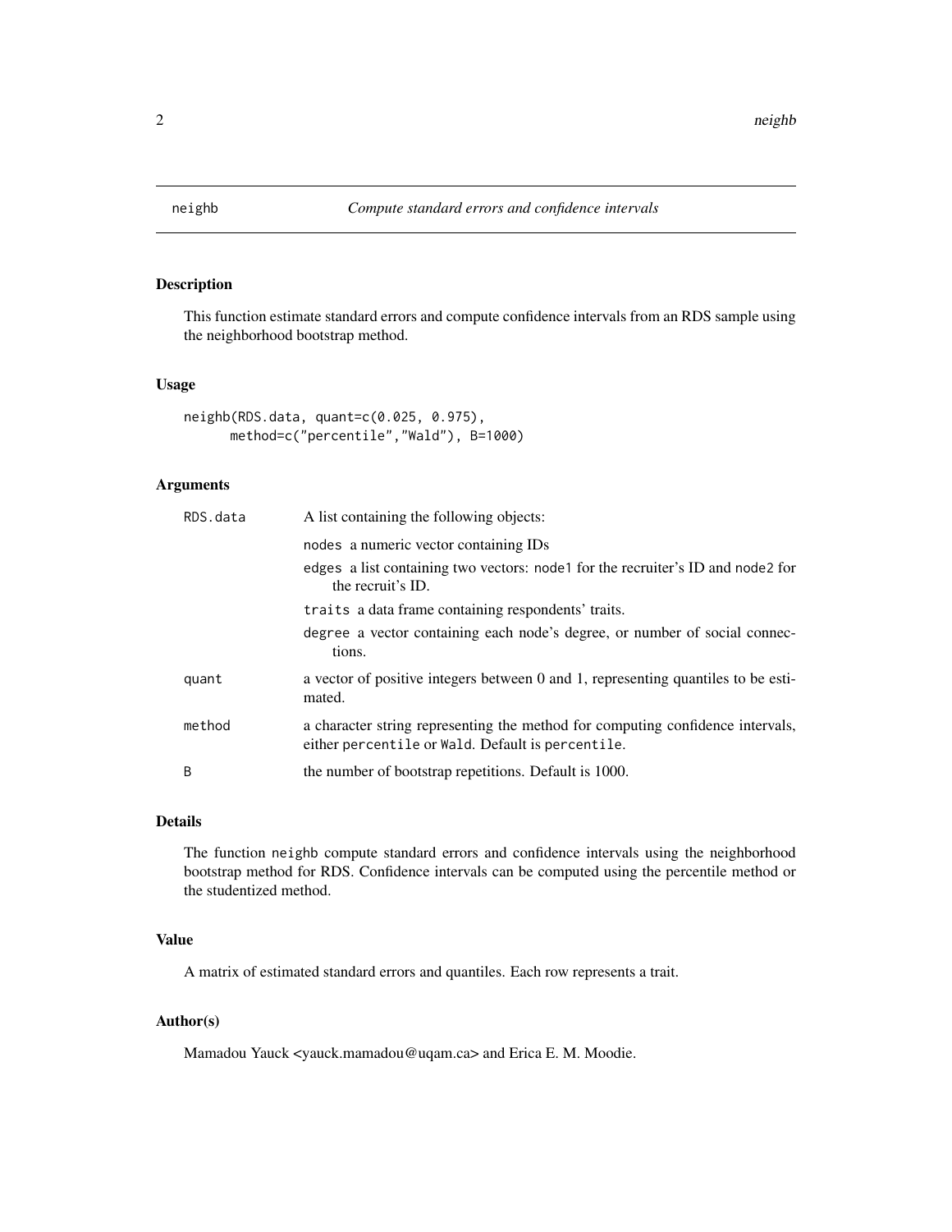# neighb — *Compute standard errors and confidence intervals*

## Description

This function estimate standard errors and compute confidence intervals from an RDS sample using the neighborhood bootstrap method.

## Usage

```
neighb(RDS.data, quant=c(0.025, 0.975),
      method=c("percentile","Wald"), B=1000)
```

## Arguments

| | |
|---|---|
| `RDS.data` | A list containing the following objects:<br>`nodes` a numeric vector containing IDs<br>`edges` a list containing two vectors: `node1` for the recruiter's ID and `node2` for the recruit's ID.<br>`traits` a data frame containing respondents' traits.<br>`degree` a vector containing each node's degree, or number of social connections. |
| `quant` | a vector of positive integers between 0 and 1, representing quantiles to be estimated. |
| `method` | a character string representing the method for computing confidence intervals, either `percentile` or `Wald`. Default is `percentile`. |
| `B` | the number of bootstrap repetitions. Default is 1000. |

## Details

The function `neighb` compute standard errors and confidence intervals using the neighborhood bootstrap method for RDS. Confidence intervals can be computed using the percentile method or the studentized method.

## Value

A matrix of estimated standard errors and quantiles. Each row represents a trait.

## Author(s)

Mamadou Yauck <yauck.mamadou@uqam.ca> and Erica E. M. Moodie.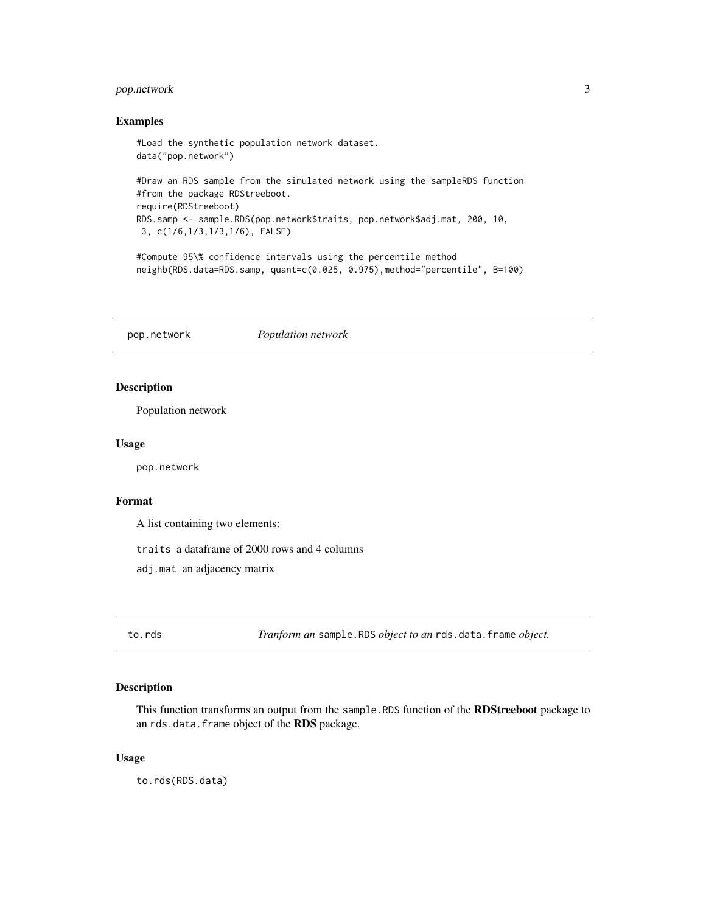### Examples

```
#Load the synthetic population network dataset.
data("pop.network")

#Draw an RDS sample from the simulated network using the sampleRDS function
#from the package RDStreeboot.
require(RDStreeboot)
RDS.samp <- sample.RDS(pop.network$traits, pop.network$adj.mat, 200, 10,
 3, c(1/6,1/3,1/3,1/6), FALSE)

#Compute 95\% confidence intervals using the percentile method
neighb(RDS.data=RDS.samp, quant=c(0.025, 0.975),method="percentile", B=100)
```

## pop.network *Population network*

### Description

Population network

### Usage

```
pop.network
```

### Format

A list containing two elements:

`traits` a dataframe of 2000 rows and 4 columns

`adj.mat` an adjacency matrix

## to.rds *Tranform an* `sample.RDS` *object to an* `rds.data.frame` *object.*

### Description

This function transforms an output from the `sample.RDS` function of the **RDStreeboot** package to an `rds.data.frame` object of the **RDS** package.

### Usage

```
to.rds(RDS.data)
```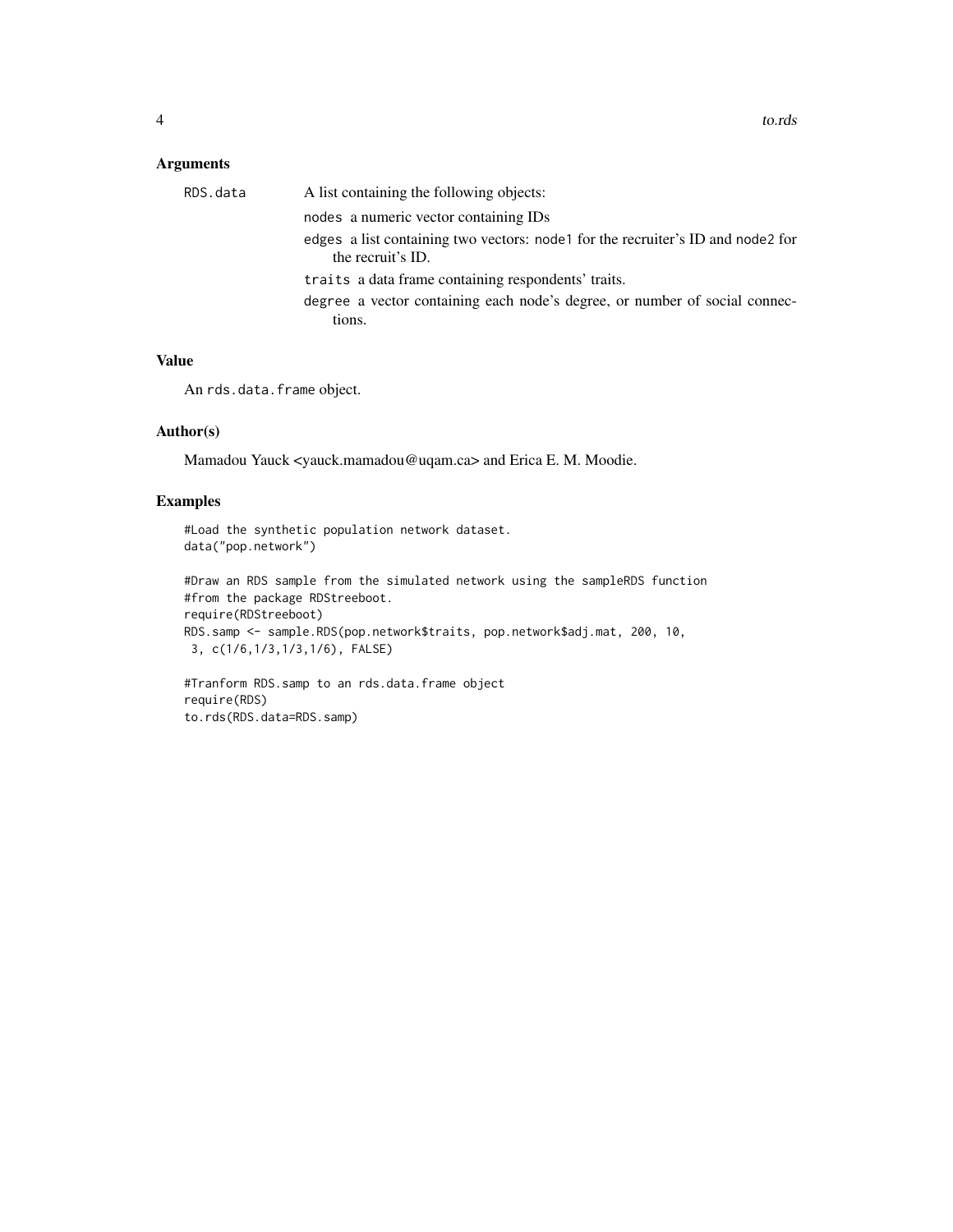## Arguments

**RDS.data** A list containing the following objects:

- `nodes` a numeric vector containing IDs
- `edges` a list containing two vectors: `node1` for the recruiter's ID and `node2` for the recruit's ID.
- `traits` a data frame containing respondents' traits.
- `degree` a vector containing each node's degree, or number of social connections.

## Value

An `rds.data.frame` object.

## Author(s)

Mamadou Yauck <yauck.mamadou@uqam.ca> and Erica E. M. Moodie.

## Examples

```
#Load the synthetic population network dataset.
data("pop.network")

#Draw an RDS sample from the simulated network using the sampleRDS function
#from the package RDStreeboot.
require(RDStreeboot)
RDS.samp <- sample.RDS(pop.network$traits, pop.network$adj.mat, 200, 10,
 3, c(1/6,1/3,1/3,1/6), FALSE)

#Tranform RDS.samp to an rds.data.frame object
require(RDS)
to.rds(RDS.data=RDS.samp)
```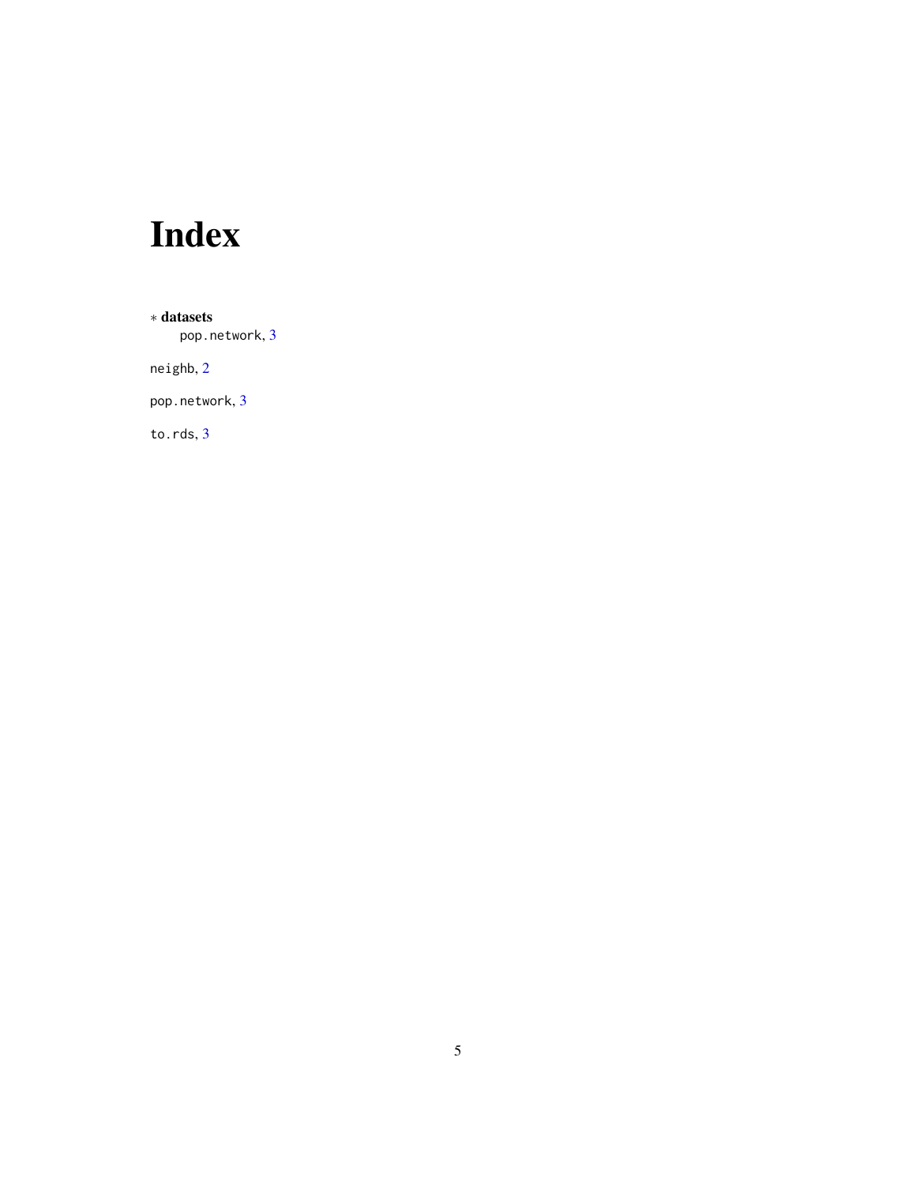# Index

∗ **datasets**
  pop.network, 3

neighb, 2

pop.network, 3

to.rds, 3